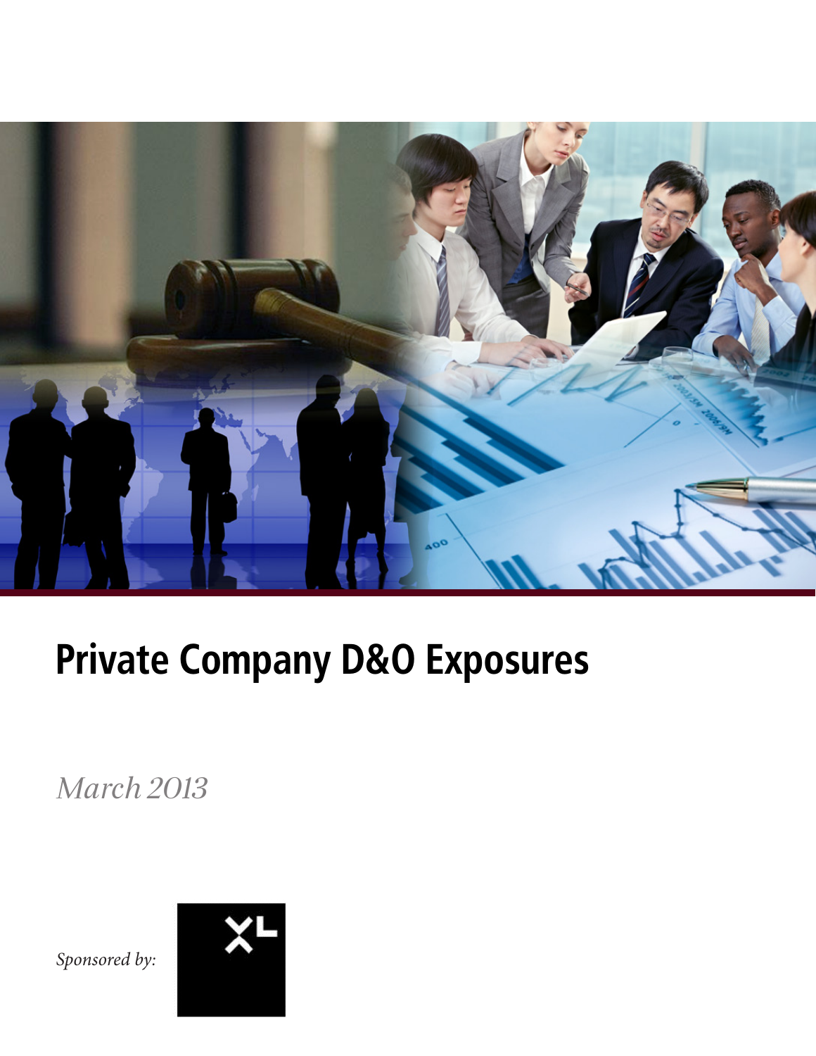# Private Company D&O Exposures

*March 2013*

*Sponsored by:*

XL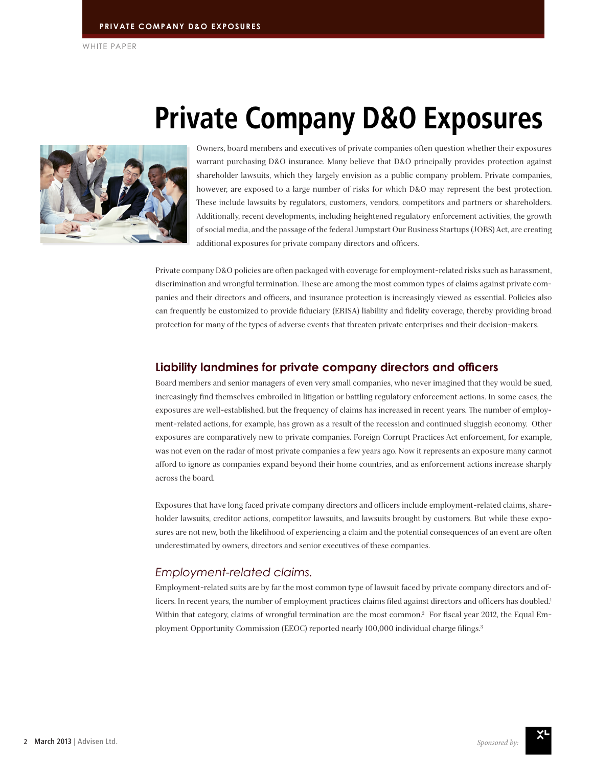# Private Company D&O Exposures

Owners, board members and executives of private companies often question whether their exposures warrant purchasing D&O insurance. Many believe that D&O principally provides protection against shareholder lawsuits, which they largely envision as a public company problem. Private companies, however, are exposed to a large number of risks for which D&O may represent the best protection. These include lawsuits by regulators, customers, vendors, competitors and partners or shareholders. Additionally, recent developments, including heightened regulatory enforcement activities, the growth of social media, and the passage of the federal Jumpstart Our Business Startups (JOBS) Act, are creating additional exposures for private company directors and officers.

Private company D&O policies are often packaged with coverage for employment-related risks such as harassment, discrimination and wrongful termination. These are among the most common types of claims against private companies and their directors and officers, and insurance protection is increasingly viewed as essential. Policies also can frequently be customized to provide fiduciary (ERISA) liability and fidelity coverage, thereby providing broad protection for many of the types of adverse events that threaten private enterprises and their decision-makers.

## Liability landmines for private company directors and officers

Board members and senior managers of even very small companies, who never imagined that they would be sued, increasingly find themselves embroiled in litigation or battling regulatory enforcement actions. In some cases, the exposures are well-established, but the frequency of claims has increased in recent years. The number of employment-related actions, for example, has grown as a result of the recession and continued sluggish economy. Other exposures are comparatively new to private companies. Foreign Corrupt Practices Act enforcement, for example, was not even on the radar of most private companies a few years ago. Now it represents an exposure many cannot afford to ignore as companies expand beyond their home countries, and as enforcement actions increase sharply across the board.

Exposures that have long faced private company directors and officers include employment-related claims, shareholder lawsuits, creditor actions, competitor lawsuits, and lawsuits brought by customers. But while these exposures are not new, both the likelihood of experiencing a claim and the potential consequences of an event are often underestimated by owners, directors and senior executives of these companies.

### *Employment-related claims.*

Employment-related suits are by far the most common type of lawsuit faced by private company directors and officers. In recent years, the number of employment practices claims filed against directors and officers has doubled.[1] Within that category, claims of wrongful termination are the most common.[2] For fiscal year 2012, the Equal Employment Opportunity Commission (EEOC) reported nearly 100,000 individual charge filings.[3]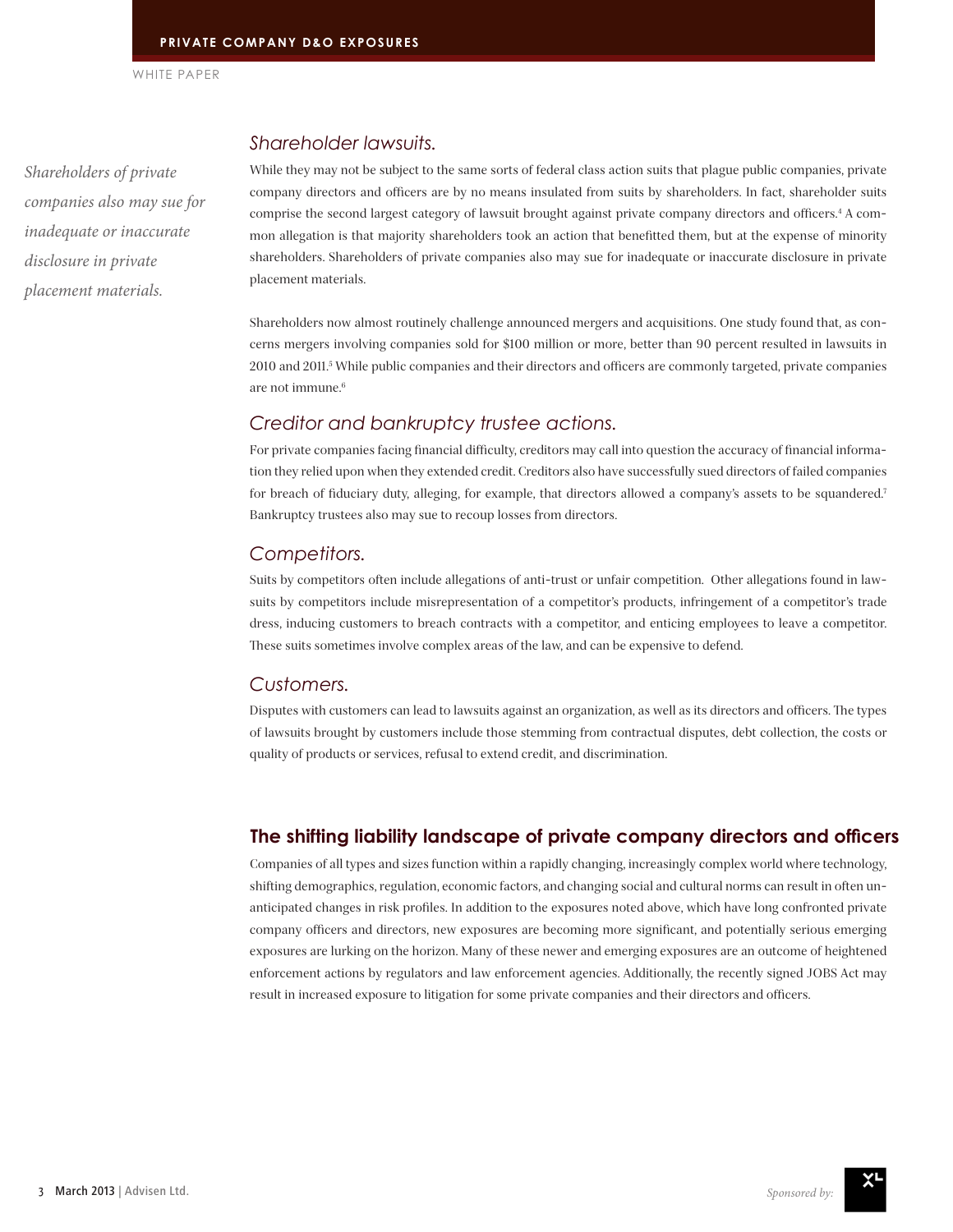### *Shareholder lawsuits.*

*Shareholders of private companies also may sue for inadequate or inaccurate disclosure in private placement materials.*

While they may not be subject to the same sorts of federal class action suits that plague public companies, private company directors and officers are by no means insulated from suits by shareholders. In fact, shareholder suits comprise the second largest category of lawsuit brought against private company directors and officers.[4] A common allegation is that majority shareholders took an action that benefitted them, but at the expense of minority shareholders. Shareholders of private companies also may sue for inadequate or inaccurate disclosure in private placement materials.

Shareholders now almost routinely challenge announced mergers and acquisitions. One study found that, as concerns mergers involving companies sold for $100 million or more, better than 90 percent resulted in lawsuits in 2010 and 2011.[5] While public companies and their directors and officers are commonly targeted, private companies are not immune.[6]

### *Creditor and bankruptcy trustee actions.*

For private companies facing financial difficulty, creditors may call into question the accuracy of financial information they relied upon when they extended credit. Creditors also have successfully sued directors of failed companies for breach of fiduciary duty, alleging, for example, that directors allowed a company's assets to be squandered.[7] Bankruptcy trustees also may sue to recoup losses from directors.

### *Competitors.*

Suits by competitors often include allegations of anti-trust or unfair competition. Other allegations found in lawsuits by competitors include misrepresentation of a competitor's products, infringement of a competitor's trade dress, inducing customers to breach contracts with a competitor, and enticing employees to leave a competitor. These suits sometimes involve complex areas of the law, and can be expensive to defend.

### *Customers.*

Disputes with customers can lead to lawsuits against an organization, as well as its directors and officers. The types of lawsuits brought by customers include those stemming from contractual disputes, debt collection, the costs or quality of products or services, refusal to extend credit, and discrimination.

## The shifting liability landscape of private company directors and officers

Companies of all types and sizes function within a rapidly changing, increasingly complex world where technology, shifting demographics, regulation, economic factors, and changing social and cultural norms can result in often unanticipated changes in risk profiles. In addition to the exposures noted above, which have long confronted private company officers and directors, new exposures are becoming more significant, and potentially serious emerging exposures are lurking on the horizon. Many of these newer and emerging exposures are an outcome of heightened enforcement actions by regulators and law enforcement agencies. Additionally, the recently signed JOBS Act may result in increased exposure to litigation for some private companies and their directors and officers.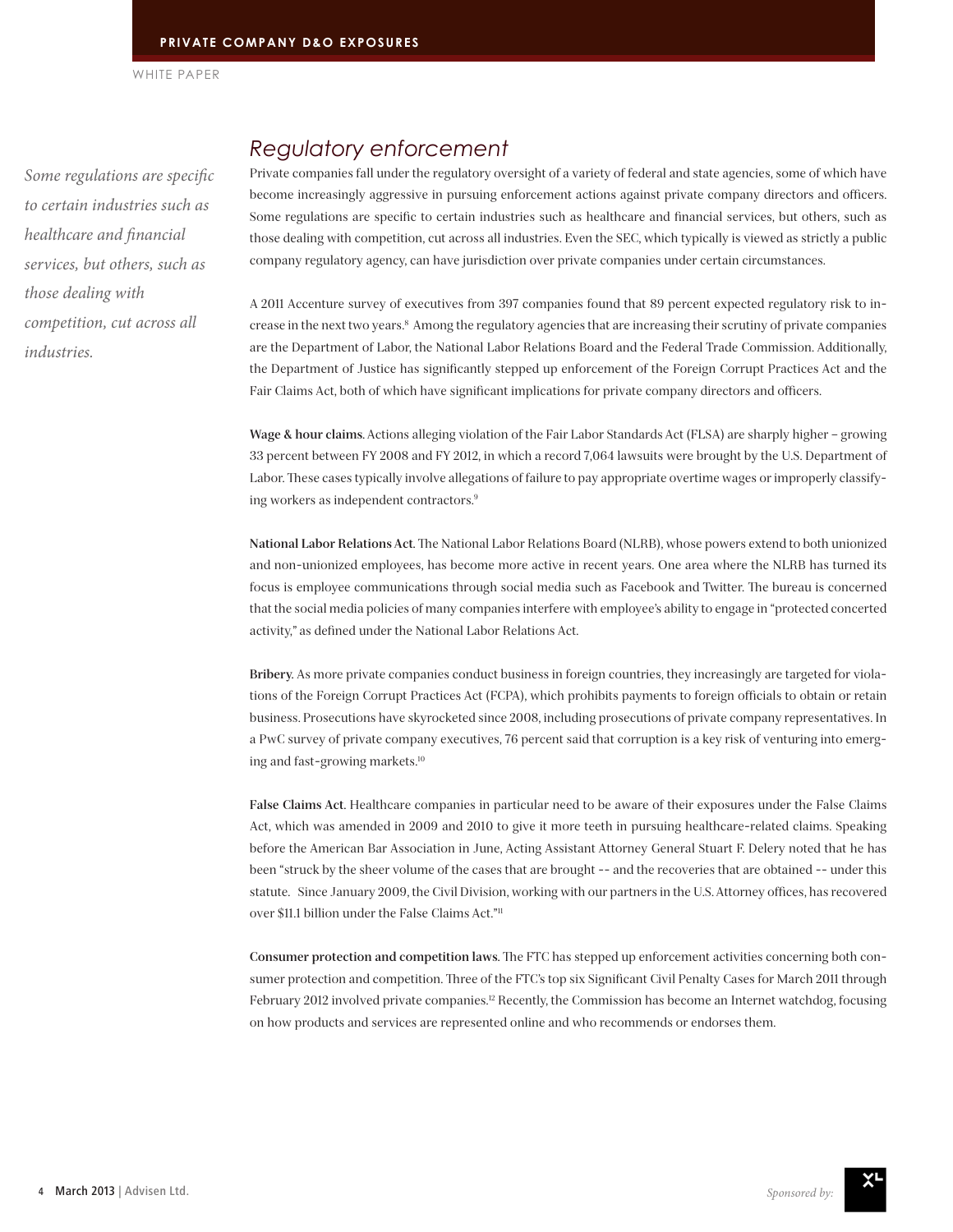## Regulatory enforcement

*Some regulations are specific to certain industries such as healthcare and financial services, but others, such as those dealing with competition, cut across all industries.*

Private companies fall under the regulatory oversight of a variety of federal and state agencies, some of which have become increasingly aggressive in pursuing enforcement actions against private company directors and officers. Some regulations are specific to certain industries such as healthcare and financial services, but others, such as those dealing with competition, cut across all industries. Even the SEC, which typically is viewed as strictly a public company regulatory agency, can have jurisdiction over private companies under certain circumstances.

A 2011 Accenture survey of executives from 397 companies found that 89 percent expected regulatory risk to increase in the next two years.[8] Among the regulatory agencies that are increasing their scrutiny of private companies are the Department of Labor, the National Labor Relations Board and the Federal Trade Commission. Additionally, the Department of Justice has significantly stepped up enforcement of the Foreign Corrupt Practices Act and the Fair Claims Act, both of which have significant implications for private company directors and officers.

**Wage & hour claims**. Actions alleging violation of the Fair Labor Standards Act (FLSA) are sharply higher – growing 33 percent between FY 2008 and FY 2012, in which a record 7,064 lawsuits were brought by the U.S. Department of Labor. These cases typically involve allegations of failure to pay appropriate overtime wages or improperly classifying workers as independent contractors.[9]

**National Labor Relations Act**. The National Labor Relations Board (NLRB), whose powers extend to both unionized and non-unionized employees, has become more active in recent years. One area where the NLRB has turned its focus is employee communications through social media such as Facebook and Twitter. The bureau is concerned that the social media policies of many companies interfere with employee's ability to engage in "protected concerted activity," as defined under the National Labor Relations Act.

**Bribery**. As more private companies conduct business in foreign countries, they increasingly are targeted for violations of the Foreign Corrupt Practices Act (FCPA), which prohibits payments to foreign officials to obtain or retain business. Prosecutions have skyrocketed since 2008, including prosecutions of private company representatives. In a PwC survey of private company executives, 76 percent said that corruption is a key risk of venturing into emerging and fast-growing markets.[10]

**False Claims Act**. Healthcare companies in particular need to be aware of their exposures under the False Claims Act, which was amended in 2009 and 2010 to give it more teeth in pursuing healthcare-related claims. Speaking before the American Bar Association in June, Acting Assistant Attorney General Stuart F. Delery noted that he has been "struck by the sheer volume of the cases that are brought -- and the recoveries that are obtained -- under this statute. Since January 2009, the Civil Division, working with our partners in the U.S. Attorney offices, has recovered over $11.1 billion under the False Claims Act."[11]

**Consumer protection and competition laws**. The FTC has stepped up enforcement activities concerning both consumer protection and competition. Three of the FTC's top six Significant Civil Penalty Cases for March 2011 through February 2012 involved private companies.[12] Recently, the Commission has become an Internet watchdog, focusing on how products and services are represented online and who recommends or endorses them.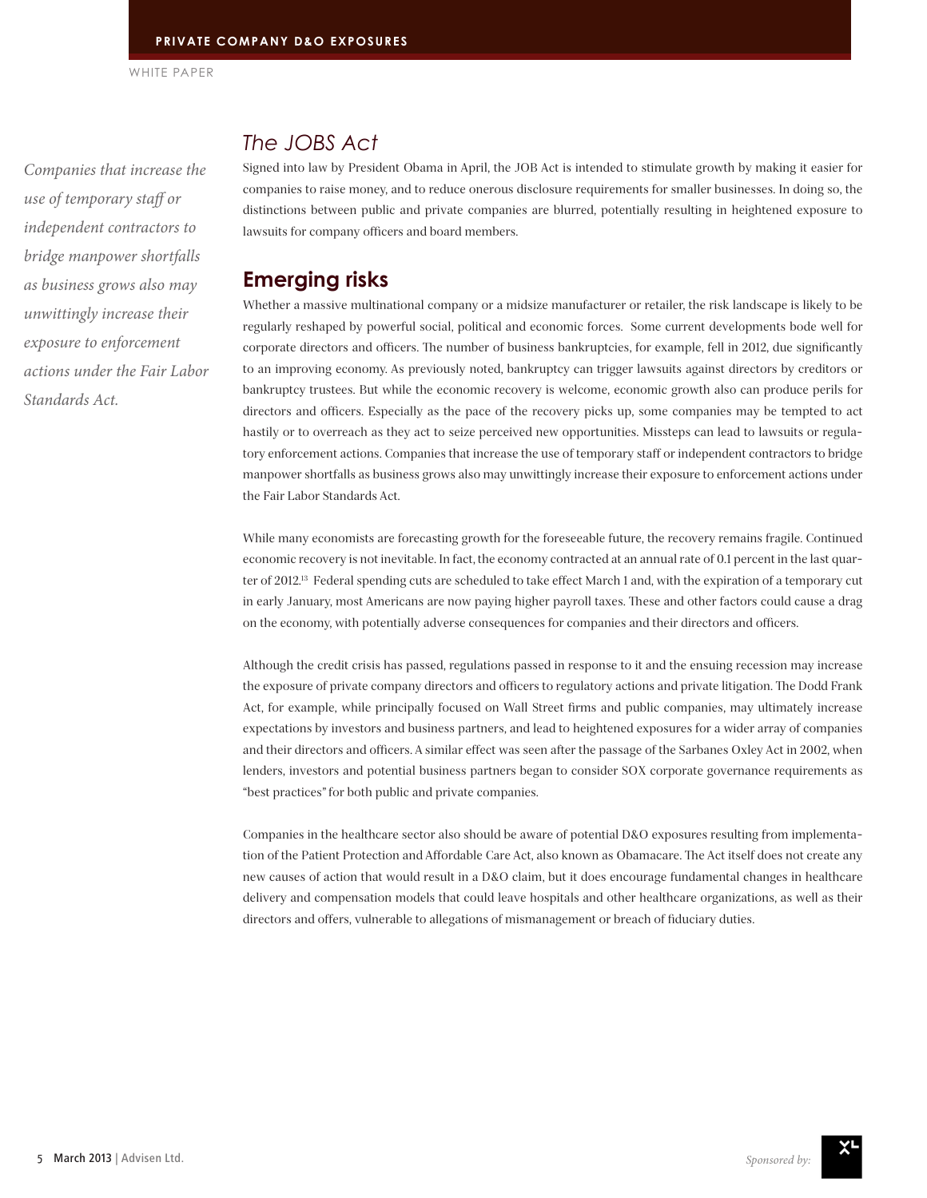## *The JOBS Act*

Signed into law by President Obama in April, the JOB Act is intended to stimulate growth by making it easier for companies to raise money, and to reduce onerous disclosure requirements for smaller businesses. In doing so, the distinctions between public and private companies are blurred, potentially resulting in heightened exposure to lawsuits for company officers and board members.

## Emerging risks

*Companies that increase the use of temporary staff or independent contractors to bridge manpower shortfalls as business grows also may unwittingly increase their exposure to enforcement actions under the Fair Labor Standards Act.*

Whether a massive multinational company or a midsize manufacturer or retailer, the risk landscape is likely to be regularly reshaped by powerful social, political and economic forces. Some current developments bode well for corporate directors and officers. The number of business bankruptcies, for example, fell in 2012, due significantly to an improving economy. As previously noted, bankruptcy can trigger lawsuits against directors by creditors or bankruptcy trustees. But while the economic recovery is welcome, economic growth also can produce perils for directors and officers. Especially as the pace of the recovery picks up, some companies may be tempted to act hastily or to overreach as they act to seize perceived new opportunities. Missteps can lead to lawsuits or regulatory enforcement actions. Companies that increase the use of temporary staff or independent contractors to bridge manpower shortfalls as business grows also may unwittingly increase their exposure to enforcement actions under the Fair Labor Standards Act.

While many economists are forecasting growth for the foreseeable future, the recovery remains fragile. Continued economic recovery is not inevitable. In fact, the economy contracted at an annual rate of 0.1 percent in the last quarter of 2012.[13] Federal spending cuts are scheduled to take effect March 1 and, with the expiration of a temporary cut in early January, most Americans are now paying higher payroll taxes. These and other factors could cause a drag on the economy, with potentially adverse consequences for companies and their directors and officers.

Although the credit crisis has passed, regulations passed in response to it and the ensuing recession may increase the exposure of private company directors and officers to regulatory actions and private litigation. The Dodd Frank Act, for example, while principally focused on Wall Street firms and public companies, may ultimately increase expectations by investors and business partners, and lead to heightened exposures for a wider array of companies and their directors and officers. A similar effect was seen after the passage of the Sarbanes Oxley Act in 2002, when lenders, investors and potential business partners began to consider SOX corporate governance requirements as "best practices" for both public and private companies.

Companies in the healthcare sector also should be aware of potential D&O exposures resulting from implementation of the Patient Protection and Affordable Care Act, also known as Obamacare. The Act itself does not create any new causes of action that would result in a D&O claim, but it does encourage fundamental changes in healthcare delivery and compensation models that could leave hospitals and other healthcare organizations, as well as their directors and offers, vulnerable to allegations of mismanagement or breach of fiduciary duties.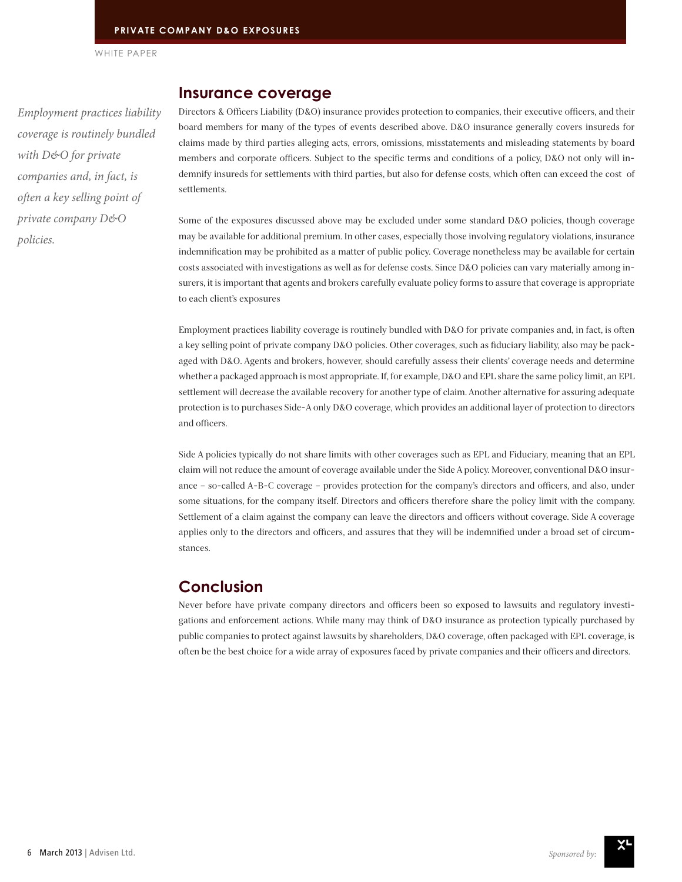## Insurance coverage

*Employment practices liability coverage is routinely bundled with D&O for private companies and, in fact, is often a key selling point of private company D&O policies.*

Directors & Officers Liability (D&O) insurance provides protection to companies, their executive officers, and their board members for many of the types of events described above. D&O insurance generally covers insureds for claims made by third parties alleging acts, errors, omissions, misstatements and misleading statements by board members and corporate officers. Subject to the specific terms and conditions of a policy, D&O not only will indemnify insureds for settlements with third parties, but also for defense costs, which often can exceed the cost of settlements.

Some of the exposures discussed above may be excluded under some standard D&O policies, though coverage may be available for additional premium. In other cases, especially those involving regulatory violations, insurance indemnification may be prohibited as a matter of public policy. Coverage nonetheless may be available for certain costs associated with investigations as well as for defense costs. Since D&O policies can vary materially among insurers, it is important that agents and brokers carefully evaluate policy forms to assure that coverage is appropriate to each client's exposures

Employment practices liability coverage is routinely bundled with D&O for private companies and, in fact, is often a key selling point of private company D&O policies. Other coverages, such as fiduciary liability, also may be packaged with D&O. Agents and brokers, however, should carefully assess their clients' coverage needs and determine whether a packaged approach is most appropriate. If, for example, D&O and EPL share the same policy limit, an EPL settlement will decrease the available recovery for another type of claim. Another alternative for assuring adequate protection is to purchases Side-A only D&O coverage, which provides an additional layer of protection to directors and officers.

Side A policies typically do not share limits with other coverages such as EPL and Fiduciary, meaning that an EPL claim will not reduce the amount of coverage available under the Side A policy. Moreover, conventional D&O insurance – so-called A-B-C coverage – provides protection for the company's directors and officers, and also, under some situations, for the company itself. Directors and officers therefore share the policy limit with the company. Settlement of a claim against the company can leave the directors and officers without coverage. Side A coverage applies only to the directors and officers, and assures that they will be indemnified under a broad set of circumstances.

## Conclusion

Never before have private company directors and officers been so exposed to lawsuits and regulatory investigations and enforcement actions. While many may think of D&O insurance as protection typically purchased by public companies to protect against lawsuits by shareholders, D&O coverage, often packaged with EPL coverage, is often be the best choice for a wide array of exposures faced by private companies and their officers and directors.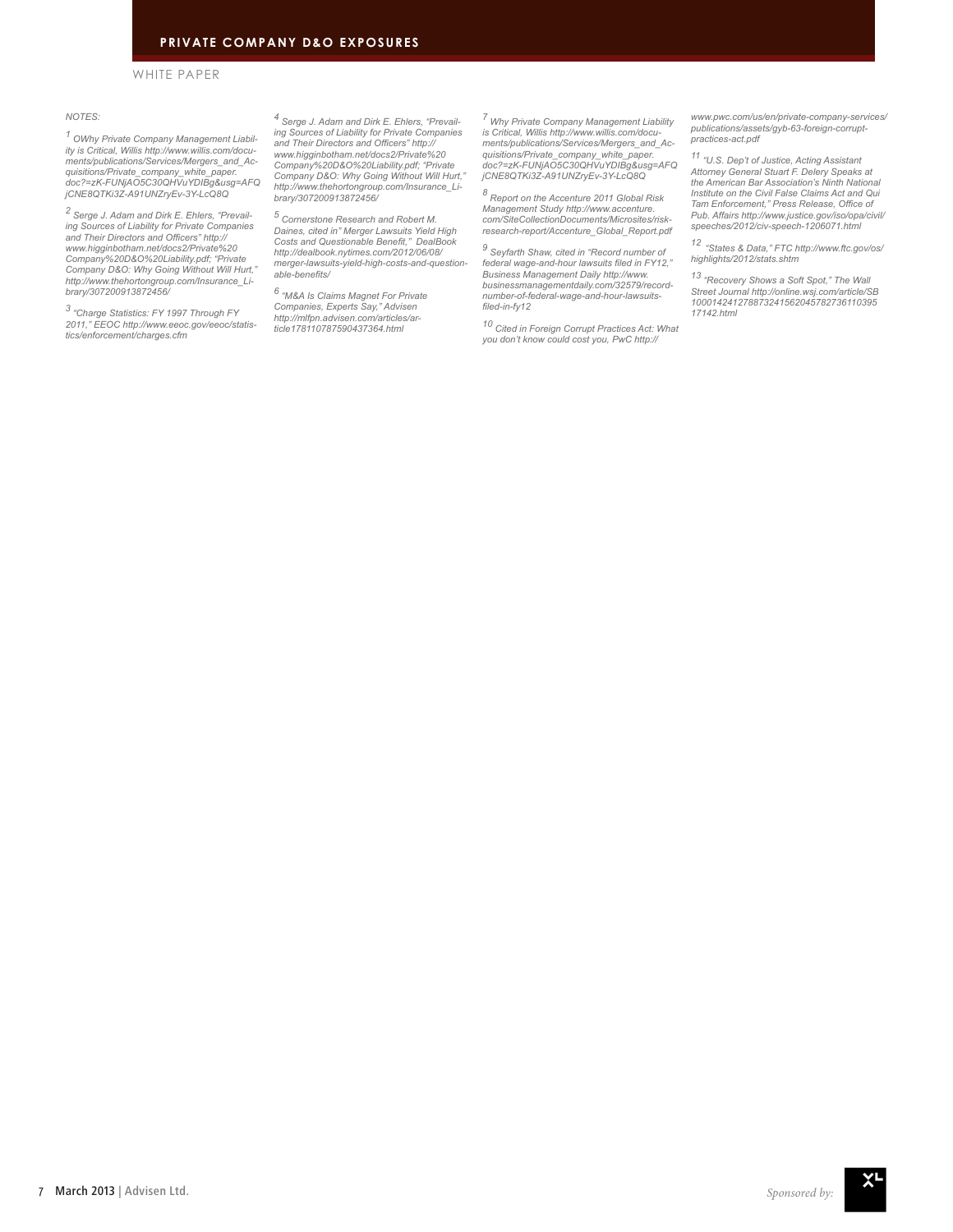*NOTES:*

[1] *OWhy Private Company Management Liability is Critical, Willis http://www.willis.com/documents/publications/Services/Mergers_and_Acquisitions/Private_company_white_paper.doc?=zK-FUNjAO5C30QHVuYDIBg&usg=AFQjCNE8QTKi3Z-A91UNZryEv-3Y-LcQ8Q*

[2] *Serge J. Adam and Dirk E. Ehlers, "Prevailing Sources of Liability for Private Companies and Their Directors and Officers" http://www.higginbotham.net/docs2/Private%20Company%20D&O%20Liability.pdf; "Private Company D&O: Why Going Without Will Hurt," http://www.thehortongroup.com/Insurance_Library/307200913872456/*

[3] *"Charge Statistics: FY 1997 Through FY 2011," EEOC http://www.eeoc.gov/eeoc/statistics/enforcement/charges.cfm*

[4] *Serge J. Adam and Dirk E. Ehlers, "Prevailing Sources of Liability for Private Companies and Their Directors and Officers" http://www.higginbotham.net/docs2/Private%20Company%20D&O%20Liability.pdf; "Private Company D&O: Why Going Without Will Hurt," http://www.thehortongroup.com/Insurance_Library/307200913872456/*

[5] *Cornerstone Research and Robert M. Daines, cited in" Merger Lawsuits Yield High Costs and Questionable Benefit," DealBook http://dealbook.nytimes.com/2012/06/08/merger-lawsuits-yield-high-costs-and-questionable-benefits/*

[6] *"M&A Is Claims Magnet For Private Companies, Experts Say," Advisen http://mlfpn.advisen.com/articles/article178110787590437364.html*

[7] *Why Private Company Management Liability is Critical, Willis http://www.willis.com/documents/publications/Services/Mergers_and_Acquisitions/Private_company_white_paper.doc?=zK-FUNjAO5C30QHVuYDIBg&usg=AFQjCNE8QTKi3Z-A91UNZryEv-3Y-LcQ8Q*

[8] *Report on the Accenture 2011 Global Risk Management Study http://www.accenture.com/SiteCollectionDocuments/Microsites/risk-research-report/Accenture_Global_Report.pdf*

[9] *Seyfarth Shaw, cited in "Record number of federal wage-and-hour lawsuits filed in FY12," Business Management Daily http://www.businessmanagementdaily.com/32579/record-number-of-federal-wage-and-hour-lawsuits-filed-in-fy12*

[10] *Cited in Foreign Corrupt Practices Act: What you don't know could cost you, PwC http://www.pwc.com/us/en/private-company-services/publications/assets/gyb-63-foreign-corrupt-practices-act.pdf*

[11] *"U.S. Dep't of Justice, Acting Assistant Attorney General Stuart F. Delery Speaks at the American Bar Association's Ninth National Institute on the Civil False Claims Act and Qui Tam Enforcement," Press Release, Office of Pub. Affairs http://www.justice.gov/iso/opa/civil/speeches/2012/civ-speech-1206071.html*

[12] *"States & Data," FTC http://www.ftc.gov/os/highlights/2012/stats.shtm*

[13] *"Recovery Shows a Soft Spot," The Wall Street Journal http://online.wsj.com/article/SB10001424127887324156204578273611039517142.html*